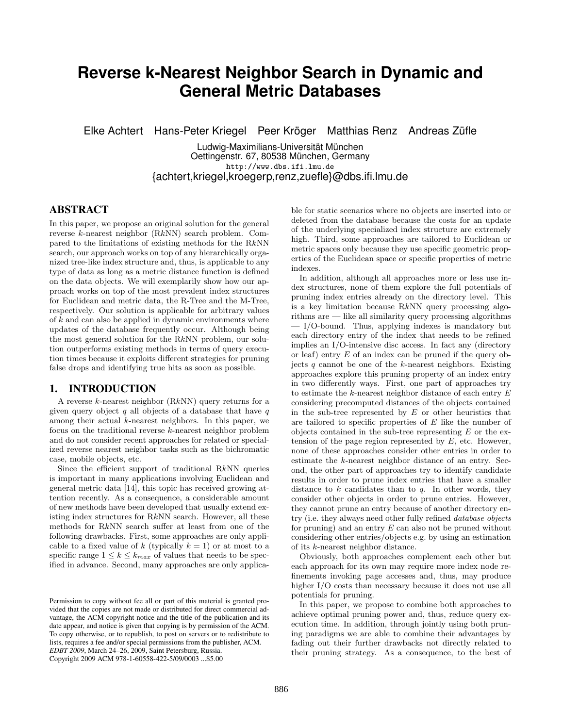# Reverse k-Nearest Neighbor Search in Dynamic and General Metric Databases

Elke Achtert Hans-Peter Kriegel Peer Kröger Matthias Renz Andreas Züfle

Ludwig-Maximilians-Universität München
Oettingenstr. 67, 80538 München, Germany
http://www.dbs.ifi.lmu.de
{achtert,kriegel,kroegerp,renz,zuefle}@dbs.ifi.lmu.de

## ABSTRACT

In this paper, we propose an original solution for the general reverse $k$-nearest neighbor (R$k$NN) search problem. Compared to the limitations of existing methods for the R$k$NN search, our approach works on top of any hierarchically organized tree-like index structure and, thus, is applicable to any type of data as long as a metric distance function is defined on the data objects. We will exemplarily show how our approach works on top of the most prevalent index structures for Euclidean and metric data, the R-Tree and the M-Tree, respectively. Our solution is applicable for arbitrary values of $k$ and can also be applied in dynamic environments where updates of the database frequently occur. Although being the most general solution for the R$k$NN problem, our solution outperforms existing methods in terms of query execution times because it exploits different strategies for pruning false drops and identifying true hits as soon as possible.

## 1. INTRODUCTION

A reverse $k$-nearest neighbor (R$k$NN) query returns for a given query object $q$ all objects of a database that have $q$ among their actual $k$-nearest neighbors. In this paper, we focus on the traditional reverse $k$-nearest neighbor problem and do not consider recent approaches for related or specialized reverse nearest neighbor tasks such as the bichromatic case, mobile objects, etc.

Since the efficient support of traditional R$k$NN queries is important in many applications involving Euclidean and general metric data [14], this topic has received growing attention recently. As a consequence, a considerable amount of new methods have been developed that usually extend existing index structures for R$k$NN search. However, all these methods for R$k$NN search suffer at least from one of the following drawbacks. First, some approaches are only applicable to a fixed value of $k$ (typically $k = 1$) or at most to a specific range $1 \leq k \leq k_{max}$ of values that needs to be specified in advance. Second, many approaches are only applicable for static scenarios where no objects are inserted into or deleted from the database because the costs for an update of the underlying specialized index structure are extremely high. Third, some approaches are tailored to Euclidean or metric spaces only because they use specific geometric properties of the Euclidean space or specific properties of metric indexes.

In addition, although all approaches more or less use index structures, none of them explore the full potentials of pruning index entries already on the directory level. This is a key limitation because R$k$NN query processing algorithms are — like all similarity query processing algorithms — I/O-bound. Thus, applying indexes is mandatory but each directory entry of the index that needs to be refined implies an I/O-intensive disc access. In fact any (directory or leaf) entry $E$ of an index can be pruned if the query objects $q$ cannot be one of the $k$-nearest neighbors. Existing approaches explore this pruning property of an index entry in two differently ways. First, one part of approaches try to estimate the $k$-nearest neighbor distance of each entry $E$ considering precomputed distances of the objects contained in the sub-tree represented by $E$ or other heuristics that are tailored to specific properties of $E$ like the number of objects contained in the sub-tree representing $E$ or the extension of the page region represented by $E$, etc. However, none of these approaches consider other entries in order to estimate the $k$-nearest neighbor distance of an entry. Second, the other part of approaches try to identify candidate results in order to prune index entries that have a smaller distance to $k$ candidates than to $q$. In other words, they consider other objects in order to prune entries. However, they cannot prune an entry because of another directory entry (i.e. they always need other fully refined *database objects* for pruning) and an entry $E$ can also not be pruned without considering other entries/objects e.g. by using an estimation of its $k$-nearest neighbor distance.

Obviously, both approaches complement each other but each approach for its own may require more index node refinements invoking page accesses and, thus, may produce higher I/O costs than necessary because it does not use all potentials for pruning.

In this paper, we propose to combine both approaches to achieve optimal pruning power and, thus, reduce query execution time. In addition, through jointly using both pruning paradigms we are able to combine their advantages by fading out their further drawbacks not directly related to their pruning strategy. As a consequence, to the best of

Permission to copy without fee all or part of this material is granted provided that the copies are not made or distributed for direct commercial advantage, the ACM copyright notice and the title of the publication and its date appear, and notice is given that copying is by permission of the ACM. To copy otherwise, or to republish, to post on servers or to redistribute to lists, requires a fee and/or special permissions from the publisher, ACM. *EDBT 2009*, March 24–26, 2009, Saint Petersburg, Russia.
Copyright 2009 ACM 978-1-60558-422-5/09/0003 ...$5.00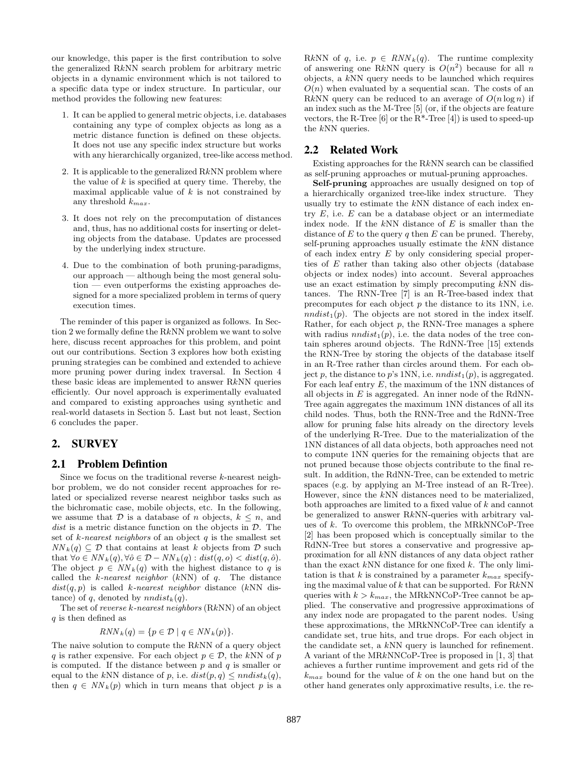our knowledge, this paper is the first contribution to solve the generalized R$k$NN search problem for arbitrary metric objects in a dynamic environment which is not tailored to a specific data type or index structure. In particular, our method provides the following new features:

1. It can be applied to general metric objects, i.e. databases containing any type of complex objects as long as a metric distance function is defined on these objects. It does not use any specific index structure but works with any hierarchically organized, tree-like access method.
2. It is applicable to the generalized R$k$NN problem where the value of $k$ is specified at query time. Thereby, the maximal applicable value of $k$ is not constrained by any threshold $k_{max}$.
3. It does not rely on the precomputation of distances and, thus, has no additional costs for inserting or deleting objects from the database. Updates are processed by the underlying index structure.
4. Due to the combination of both pruning-paradigms, our approach — although being the most general solution — even outperforms the existing approaches designed for a more specialized problem in terms of query execution times.

The reminder of this paper is organized as follows. In Section 2 we formally define the R$k$NN problem we want to solve here, discuss recent approaches for this problem, and point out our contributions. Section 3 explores how both existing pruning strategies can be combined and extended to achieve more pruning power during index traversal. In Section 4 these basic ideas are implemented to answer R$k$NN queries efficiently. Our novel approach is experimentally evaluated and compared to existing approaches using synthetic and real-world datasets in Section 5. Last but not least, Section 6 concludes the paper.

## 2. SURVEY

### 2.1 Problem Defintion

Since we focus on the traditional reverse $k$-nearest neighbor problem, we do not consider recent approaches for related or specialized reverse nearest neighbor tasks such as the bichromatic case, mobile objects, etc. In the following, we assume that $\mathcal{D}$ is a database of $n$ objects, $k \leq n$, and *dist* is a metric distance function on the objects in $\mathcal{D}$. The set of *k-nearest neighbors* of an object $q$ is the smallest set $NN_k(q) \subseteq \mathcal{D}$ that contains at least $k$ objects from $\mathcal{D}$ such that $\forall o \in NN_k(q), \forall \hat{o} \in \mathcal{D} - NN_k(q) : dist(q, o) < dist(q, \hat{o})$. The object $p \in NN_k(q)$ with the highest distance to $q$ is called the *k-nearest neighbor* ($k$NN) of $q$. The distance $dist(q, p)$ is called *k-nearest neighbor* distance ($k$NN distance) of $q$, denoted by $nndist_k(q)$.

The set of *reverse k-nearest neighbors* (R$k$NN) of an object $q$ is then defined as

$$RNN_k(q) = \{p \in \mathcal{D} \mid q \in NN_k(p)\}.$$

The naive solution to compute the R$k$NN of a query object $q$ is rather expensive. For each object $p \in \mathcal{D}$, the $k$NN of $p$ is computed. If the distance between $p$ and $q$ is smaller or equal to the $k$NN distance of $p$, i.e. $dist(p, q) \leq nndist_k(q)$, then $q \in NN_k(p)$ which in turn means that object $p$ is a R$k$NN of $q$, i.e. $p \in RNN_k(q)$. The runtime complexity of answering one R$k$NN query is $O(n^2)$ because for all $n$ objects, a $k$NN query needs to be launched which requires $O(n)$ when evaluated by a sequential scan. The costs of an R$k$NN query can be reduced to an average of $O(n \log n)$ if an index such as the M-Tree [5] (or, if the objects are feature vectors, the R-Tree [6] or the R*-Tree [4]) is used to speed-up the $k$NN queries.

### 2.2 Related Work

Existing approaches for the R$k$NN search can be classified as self-pruning approaches or mutual-pruning approaches.

**Self-pruning** approaches are usually designed on top of a hierarchically organized tree-like index structure. They usually try to estimate the $k$NN distance of each index entry $E$, i.e. $E$ can be a database object or an intermediate index node. If the $k$NN distance of $E$ is smaller than the distance of $E$ to the query $q$ then $E$ can be pruned. Thereby, self-pruning approaches usually estimate the $k$NN distance of each index entry $E$ by only considering special properties of $E$ rather than taking also other objects (database objects or index nodes) into account. Several approaches use an exact estimation by simply precomputing $k$NN distances. The RNN-Tree [7] is an R-Tree-based index that precomputes for each object $p$ the distance to its 1NN, i.e. $nndist_1(p)$. The objects are not stored in the index itself. Rather, for each object $p$, the RNN-Tree manages a sphere with radius $nndist_1(p)$, i.e. the data nodes of the tree contain spheres around objects. The RdNN-Tree [15] extends the RNN-Tree by storing the objects of the database itself in an R-Tree rather than circles around them. For each object $p$, the distance to $p$'s 1NN, i.e. $nndist_1(p)$, is aggregated. For each leaf entry $E$, the maximum of the 1NN distances of all objects in $E$ is aggregated. An inner node of the RdNN-Tree again aggregates the maximum 1NN distances of all its child nodes. Thus, both the RNN-Tree and the RdNN-Tree allow for pruning false hits already on the directory levels of the underlying R-Tree. Due to the materialization of the 1NN distances of all data objects, both approaches need not to compute 1NN queries for the remaining objects that are not pruned because those objects contribute to the final result. In addition, the RdNN-Tree, can be extended to metric spaces (e.g. by applying an M-Tree instead of an R-Tree). However, since the $k$NN distances need to be materialized, both approaches are limited to a fixed value of $k$ and cannot be generalized to answer R$k$NN-queries with arbitrary values of $k$. To overcome this problem, the MRkNNCoP-Tree [2] has been proposed which is conceptually similar to the RdNN-Tree but stores a conservative and progressive approximation for all $k$NN distances of any data object rather than the exact $k$NN distance for one fixed $k$. The only limitation is that $k$ is constrained by a parameter $k_{max}$ specifying the maximal value of $k$ that can be supported. For R$k$NN queries with $k > k_{max}$, the MRkNNCoP-Tree cannot be applied. The conservative and progressive approximations of any index node are propagated to the parent nodes. Using these approximations, the MRkNNCoP-Tree can identify a candidate set, true hits, and true drops. For each object in the candidate set, a $k$NN query is launched for refinement. A variant of the MRkNNCoP-Tree is proposed in [1, 3] that achieves a further runtime improvement and gets rid of the $k_{max}$ bound for the value of $k$ on the one hand but on the other hand generates only approximative results, i.e. the re-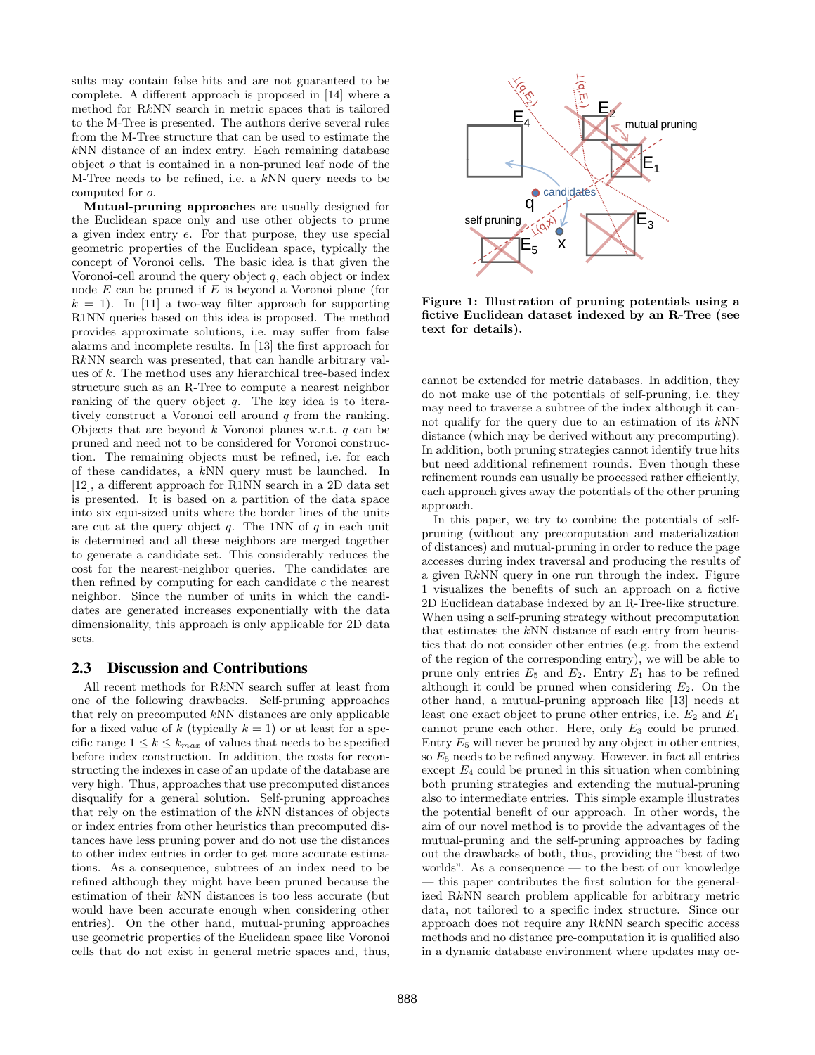sults may contain false hits and are not guaranteed to be complete. A different approach is proposed in [14] where a method for R$k$NN search in metric spaces that is tailored to the M-Tree is presented. The authors derive several rules from the M-Tree structure that can be used to estimate the $k$NN distance of an index entry. Each remaining database object $o$ that is contained in a non-pruned leaf node of the M-Tree needs to be refined, i.e. a $k$NN query needs to be computed for $o$.

**Mutual-pruning approaches** are usually designed for the Euclidean space only and use other objects to prune a given index entry $e$. For that purpose, they use special geometric properties of the Euclidean space, typically the concept of Voronoi cells. The basic idea is that given the Voronoi-cell around the query object $q$, each object or index node $E$ can be pruned if $E$ is beyond a Voronoi plane (for $k = 1$). In [11] a two-way filter approach for supporting R1NN queries based on this idea is proposed. The method provides approximate solutions, i.e. may suffer from false alarms and incomplete results. In [13] the first approach for R$k$NN search was presented, that can handle arbitrary values of $k$. The method uses any hierarchical tree-based index structure such as an R-Tree to compute a nearest neighbor ranking of the query object $q$. The key idea is to iteratively construct a Voronoi cell around $q$ from the ranking. Objects that are beyond $k$ Voronoi planes w.r.t. $q$ can be pruned and need not to be considered for Voronoi construction. The remaining objects must be refined, i.e. for each of these candidates, a $k$NN query must be launched. In [12], a different approach for R1NN search in a 2D data set is presented. It is based on a partition of the data space into six equi-sized units where the border lines of the units are cut at the query object $q$. The 1NN of $q$ in each unit is determined and all these neighbors are merged together to generate a candidate set. This considerably reduces the cost for the nearest-neighbor queries. The candidates are then refined by computing for each candidate $c$ the nearest neighbor. Since the number of units in which the candidates are generated increases exponentially with the data dimensionality, this approach is only applicable for 2D data sets.

## 2.3 Discussion and Contributions

All recent methods for R$k$NN search suffer at least from one of the following drawbacks. Self-pruning approaches that rely on precomputed $k$NN distances are only applicable for a fixed value of $k$ (typically $k = 1$) or at least for a specific range $1 \leq k \leq k_{max}$ of values that needs to be specified before index construction. In addition, the costs for reconstructing the indexes in case of an update of the database are very high. Thus, approaches that use precomputed distances disqualify for a general solution. Self-pruning approaches that rely on the estimation of the $k$NN distances of objects or index entries from other heuristics than precomputed distances have less pruning power and do not use the distances to other index entries in order to get more accurate estimations. As a consequence, subtrees of an index need to be refined although they might have been pruned because the estimation of their $k$NN distances is too less accurate (but would have been accurate enough when considering other entries). On the other hand, mutual-pruning approaches use geometric properties of the Euclidean space like Voronoi cells that do not exist in general metric spaces and, thus, cannot be extended for metric databases. In addition, they do not make use of the potentials of self-pruning, i.e. they may need to traverse a subtree of the index although it cannot qualify for the query due to an estimation of its $k$NN distance (which may be derived without any precomputing). In addition, both pruning strategies cannot identify true hits but need additional refinement rounds. Even though these refinement rounds can usually be processed rather efficiently, each approach gives away the potentials of the other pruning approach.

**Figure 1: Illustration of pruning potentials using a fictive Euclidean dataset indexed by an R-Tree (see text for details).**

In this paper, we try to combine the potentials of self-pruning (without any precomputation and materialization of distances) and mutual-pruning in order to reduce the page accesses during index traversal and producing the results of a given R$k$NN query in one run through the index. Figure 1 visualizes the benefits of such an approach on a fictive 2D Euclidean database indexed by an R-Tree-like structure. When using a self-pruning strategy without precomputation that estimates the $k$NN distance of each entry from heuristics that do not consider other entries (e.g. from the extend of the region of the corresponding entry), we will be able to prune only entries $E_5$ and $E_2$. Entry $E_1$ has to be refined although it could be pruned when considering $E_2$. On the other hand, a mutual-pruning approach like [13] needs at least one exact object to prune other entries, i.e. $E_2$ and $E_1$ cannot prune each other. Here, only $E_3$ could be pruned. Entry $E_5$ will never be pruned by any object in other entries, so $E_5$ needs to be refined anyway. However, in fact all entries except $E_4$ could be pruned in this situation when combining both pruning strategies and extending the mutual-pruning also to intermediate entries. This simple example illustrates the potential benefit of our approach. In other words, the aim of our novel method is to provide the advantages of the mutual-pruning and the self-pruning approaches by fading out the drawbacks of both, thus, providing the "best of two worlds". As a consequence — to the best of our knowledge — this paper contributes the first solution for the generalized R$k$NN search problem applicable for arbitrary metric data, not tailored to a specific index structure. Since our approach does not require any R$k$NN search specific access methods and no distance pre-computation it is qualified also in a dynamic database environment where updates may oc-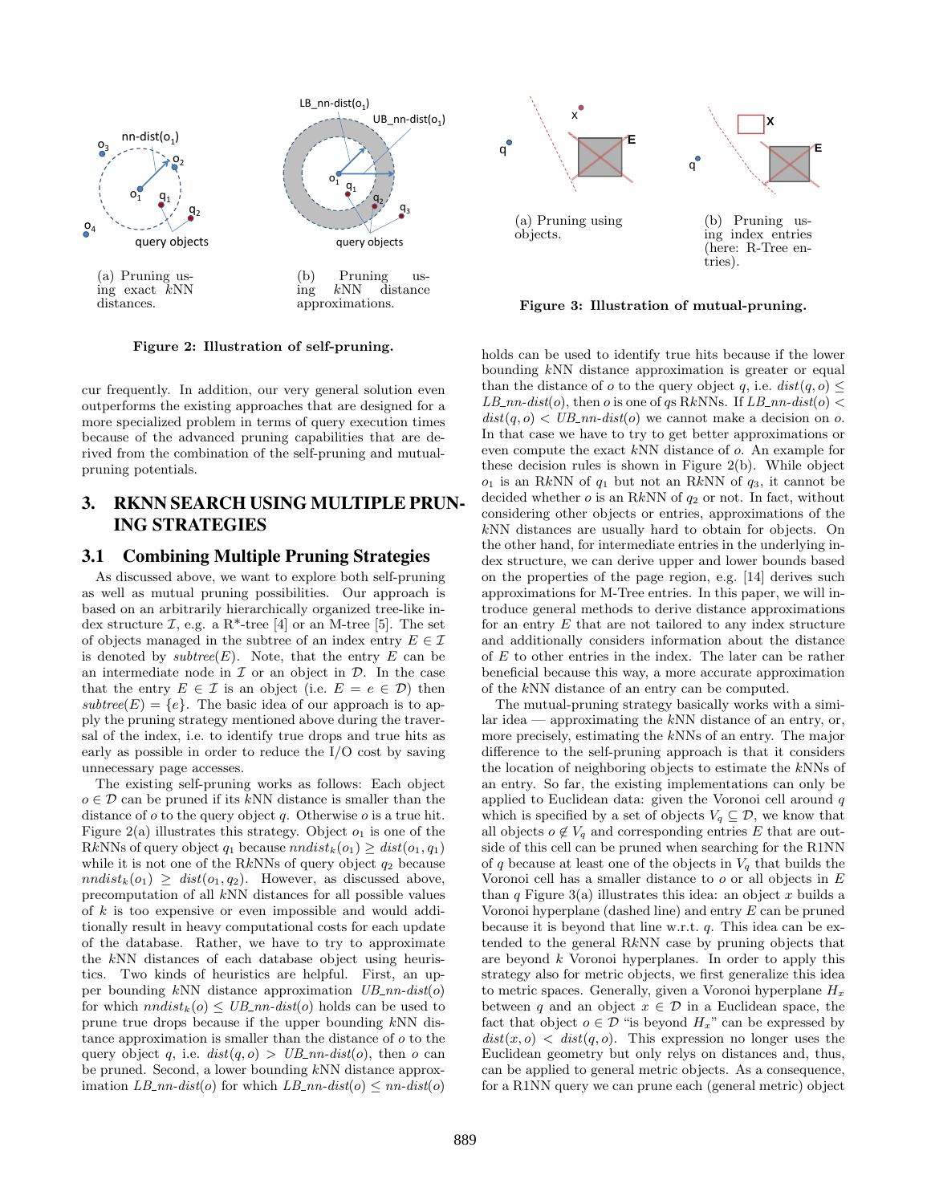(a) Pruning using exact $k$NN distances.

(b) Pruning using $k$NN distance approximations.

**Figure 2: Illustration of self-pruning.**

(a) Pruning using objects.

(b) Pruning using index entries (here: R-Tree entries).

**Figure 3: Illustration of mutual-pruning.**

cur frequently. In addition, our very general solution even outperforms the existing approaches that are designed for a more specialized problem in terms of query execution times because of the advanced pruning capabilities that are derived from the combination of the self-pruning and mutual-pruning potentials.

## 3. RKNN SEARCH USING MULTIPLE PRUNING STRATEGIES

### 3.1 Combining Multiple Pruning Strategies

As discussed above, we want to explore both self-pruning as well as mutual pruning possibilities. Our approach is based on an arbitrarily hierarchically organized tree-like index structure $\mathcal{I}$, e.g. a R*-tree [4] or an M-tree [5]. The set of objects managed in the subtree of an index entry $E \in \mathcal{I}$ is denoted by $subtree(E)$. Note, that the entry $E$ can be an intermediate node in $\mathcal{I}$ or an object in $\mathcal{D}$. In the case that the entry $E \in \mathcal{I}$ is an object (i.e. $E = e \in \mathcal{D}$) then $subtree(E) = \{e\}$. The basic idea of our approach is to apply the pruning strategy mentioned above during the traversal of the index, i.e. to identify true drops and true hits as early as possible in order to reduce the I/O cost by saving unnecessary page accesses.

The existing self-pruning works as follows: Each object $o \in \mathcal{D}$ can be pruned if its $k$NN distance is smaller than the distance of $o$ to the query object $q$. Otherwise $o$ is a true hit. Figure 2(a) illustrates this strategy. Object $o_1$ is one of the R$k$NNs of query object $q_1$ because $nndist_k(o_1) \geq dist(o_1, q_1)$ while it is not one of the R$k$NNs of query object $q_2$ because $nndist_k(o_1) \geq dist(o_1, q_2)$. However, as discussed above, precomputation of all $k$NN distances for all possible values of $k$ is too expensive or even impossible and would additionally result in heavy computational costs for each update of the database. Rather, we have to try to approximate the $k$NN distances of each database object using heuristics. Two kinds of heuristics are helpful. First, an upper bounding $k$NN distance approximation $UB\_nn\text{-}dist(o)$ for which $nndist_k(o) \leq UB\_nn\text{-}dist(o)$ holds can be used to prune true drops because if the upper bounding $k$NN distance approximation is smaller than the distance of $o$ to the query object $q$, i.e. $dist(q, o) > UB\_nn\text{-}dist(o)$, then $o$ can be pruned. Second, a lower bounding $k$NN distance approximation $LB\_nn\text{-}dist(o)$ for which $LB\_nn\text{-}dist(o) \leq nn\text{-}dist(o)$ holds can be used to identify true hits because if the lower bounding $k$NN distance approximation is greater or equal than the distance of $o$ to the query object $q$, i.e. $dist(q, o) \leq LB\_nn\text{-}dist(o)$, then $o$ is one of $q$s R$k$NNs. If $LB\_nn\text{-}dist(o) < dist(q, o) < UB\_nn\text{-}dist(o)$ we cannot make a decision on $o$. In that case we have to try to get better approximations or even compute the exact $k$NN distance of $o$. An example for these decision rules is shown in Figure 2(b). While object $o_1$ is an R$k$NN of $q_1$ but not an R$k$NN of $q_3$, it cannot be decided whether $o$ is an R$k$NN of $q_2$ or not. In fact, without considering other objects or entries, approximations of the $k$NN distances are usually hard to obtain for objects. On the other hand, for intermediate entries in the underlying index structure, we can derive upper and lower bounds based on the properties of the page region, e.g. [14] derives such approximations for M-Tree entries. In this paper, we will introduce general methods to derive distance approximations for an entry $E$ that are not tailored to any index structure and additionally considers information about the distance of $E$ to other entries in the index. The later can be rather beneficial because this way, a more accurate approximation of the $k$NN distance of an entry can be computed.

The mutual-pruning strategy basically works with a similar idea — approximating the $k$NN distance of an entry, or, more precisely, estimating the $k$NNs of an entry. The major difference to the self-pruning approach is that it considers the location of neighboring objects to estimate the $k$NNs of an entry. So far, the existing implementations can only be applied to Euclidean data: given the Voronoi cell around $q$ which is specified by a set of objects $V_q \subseteq \mathcal{D}$, we know that all objects $o \notin V_q$ and corresponding entries $E$ that are outside of this cell can be pruned when searching for the R1NN of $q$ because at least one of the objects in $V_q$ that builds the Voronoi cell has a smaller distance to $o$ or all objects in $E$ than $q$ Figure 3(a) illustrates this idea: an object $x$ builds a Voronoi hyperplane (dashed line) and entry $E$ can be pruned because it is beyond that line w.r.t. $q$. This idea can be extended to the general R$k$NN case by pruning objects that are beyond $k$ Voronoi hyperplanes. In order to apply this strategy also for metric objects, we first generalize this idea to metric spaces. Generally, given a Voronoi hyperplane $H_x$ between $q$ and an object $x \in \mathcal{D}$ in a Euclidean space, the fact that object $o \in \mathcal{D}$ "is beyond $H_x$" can be expressed by $dist(x, o) < dist(q, o)$. This expression no longer uses the Euclidean geometry but only relys on distances and, thus, can be applied to general metric objects. As a consequence, for a R1NN query we can prune each (general metric) object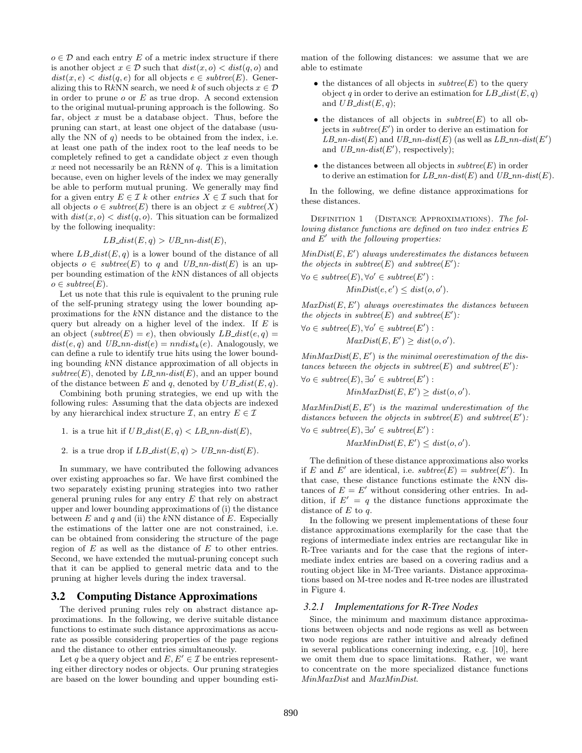$o \in \mathcal{D}$ and each entry $E$ of a metric index structure if there is another object $x \in \mathcal{D}$ such that $dist(x, o) < dist(q, o)$ and $dist(x, e) < dist(q, e)$ for all objects $e \in subtree(E)$. Generalizing this to R$k$NN search, we need $k$ of such objects $x \in \mathcal{D}$ in order to prune $o$ or $E$ as true drop. A second extension to the original mutual-pruning approach is the following. So far, object $x$ must be a database object. Thus, before the pruning can start, at least one object of the database (usually the NN of $q$) needs to be obtained from the index, i.e. at least one path of the index root to the leaf needs to be completely refined to get a candidate object $x$ even though $x$ need not necessarily be an R$k$NN of $q$. This is a limitation because, even on higher levels of the index we may generally be able to perform mutual pruning. We generally may find for a given entry $E \in \mathcal{I}$ $k$ other *entries* $X \in \mathcal{I}$ such that for all objects $o \in subtree(E)$ there is an object $x \in subtree(X)$ with $dist(x, o) < dist(q, o)$. This situation can be formalized by the following inequality:

$$LB\_dist(E, q) > UB\_nn\text{-}dist(E),$$

where $LB\_dist(E, q)$ is a lower bound of the distance of all objects $o \in subtree(E)$ to $q$ and $UB\_nn\text{-}dist(E)$ is an upper bounding estimation of the $k$NN distances of all objects $o \in subtree(E)$.

Let us note that this rule is equivalent to the pruning rule of the self-pruning strategy using the lower bounding approximations for the $k$NN distance and the distance to the query but already on a higher level of the index. If $E$ is an object ($subtree(E) = e$), then obviously $LB\_dist(e, q) = dist(e, q)$ and $UB\_nn\text{-}dist(e) = nndist_k(e)$. Analogously, we can define a rule to identify true hits using the lower bounding bounding $k$NN distance approximation of all objects in $subtree(E)$, denoted by $LB\_nn\text{-}dist(E)$, and an upper bound of the distance between $E$ and $q$, denoted by $UB\_dist(E, q)$.

Combining both pruning strategies, we end up with the following rules: Assuming that the data objects are indexed by any hierarchical index structure $\mathcal{I}$, an entry $E \in \mathcal{I}$

1. is a true hit if $UB\_dist(E, q) < LB\_nn\text{-}dist(E)$,
2. is a true drop if $LB\_dist(E, q) > UB\_nn\text{-}dist(E)$.

In summary, we have contributed the following advances over existing approaches so far. We have first combined the two separately existing pruning strategies into two rather general pruning rules for any entry $E$ that rely on abstract upper and lower bounding approximations of (i) the distance between $E$ and $q$ and (ii) the $k$NN distance of $E$. Especially the estimations of the latter one are not constrained, i.e. can be obtained from considering the structure of the page region of $E$ as well as the distance of $E$ to other entries. Second, we have extended the mutual-pruning concept such that it can be applied to general metric data and to the pruning at higher levels during the index traversal.

## 3.2 Computing Distance Approximations

The derived pruning rules rely on abstract distance approximations. In the following, we derive suitable distance functions to estimate such distance approximations as accurate as possible considering properties of the page regions and the distance to other entries simultaneously.

Let $q$ be a query object and $E, E' \in \mathcal{I}$ be entries representing either directory nodes or objects. Our pruning strategies are based on the lower bounding and upper bounding estimation of the following distances: we assume that we are able to estimate

- the distances of all objects in $subtree(E)$ to the query object $q$ in order to derive an estimation for $LB\_dist(E, q)$ and $UB\_dist(E, q)$;
- the distances of all objects in $subtree(E)$ to all objects in $subtree(E')$ in order to derive an estimation for $LB\_nn\text{-}dist(E)$ and $UB\_nn\text{-}dist(E)$ (as well as $LB\_nn\text{-}dist(E')$ and $UB\_nn\text{-}dist(E')$, respectively);
- the distances between all objects in $subtree(E)$ in order to derive an estimation for $LB\_nn\text{-}dist(E)$ and $UB\_nn\text{-}dist(E)$.

In the following, we define distance approximations for these distances.

**Definition 1** (Distance Approximations). *The following distance functions are defined on two index entries $E$ and $E'$ with the following properties:*

*$MinDist(E, E')$ always underestimates the distances between the objects in $subtree(E)$ and $subtree(E')$:*

$$\forall o \in subtree(E), \forall o' \in subtree(E') : MinDist(e, e') \leq dist(o, o').$$

*$MaxDist(E, E')$ always overestimates the distances between the objects in $subtree(E)$ and $subtree(E')$:*

$$\forall o \in subtree(E), \forall o' \in subtree(E') : MaxDist(E, E') \geq dist(o, o').$$

*$MinMaxDist(E, E')$ is the minimal overestimation of the distances between the objects in $subtree(E)$ and $subtree(E')$:*

$$\forall o \in subtree(E), \exists o' \in subtree(E') : MinMaxDist(E, E') \geq dist(o, o').$$

*$MaxMinDist(E, E')$ is the maximal underestimation of the distances between the objects in $subtree(E)$ and $subtree(E')$:*

$$\forall o \in subtree(E), \exists o' \in subtree(E') : MaxMinDist(E, E') \leq dist(o, o').$$

The definition of these distance approximations also works if $E$ and $E'$ are identical, i.e. $subtree(E) = subtree(E')$. In that case, these distance functions estimate the $k$NN distances of $E = E'$ without considering other entries. In addition, if $E' = q$ the distance functions approximate the distance of $E$ to $q$.

In the following we present implementations of these four distance approximations exemplarily for the case that the regions of intermediate index entries are rectangular like in R-Tree variants and for the case that the regions of intermediate index entries are based on a covering radius and a routing object like in M-Tree variants. Distance approximations based on M-tree nodes and R-tree nodes are illustrated in Figure 4.

### 3.2.1 Implementations for R-Tree Nodes

Since, the minimum and maximum distance approximations between objects and node regions as well as between two node regions are rather intuitive and already defined in several publications concerning indexing, e.g. [10], here we omit them due to space limitations. Rather, we want to concentrate on the more specialized distance functions *MinMaxDist* and *MaxMinDist*.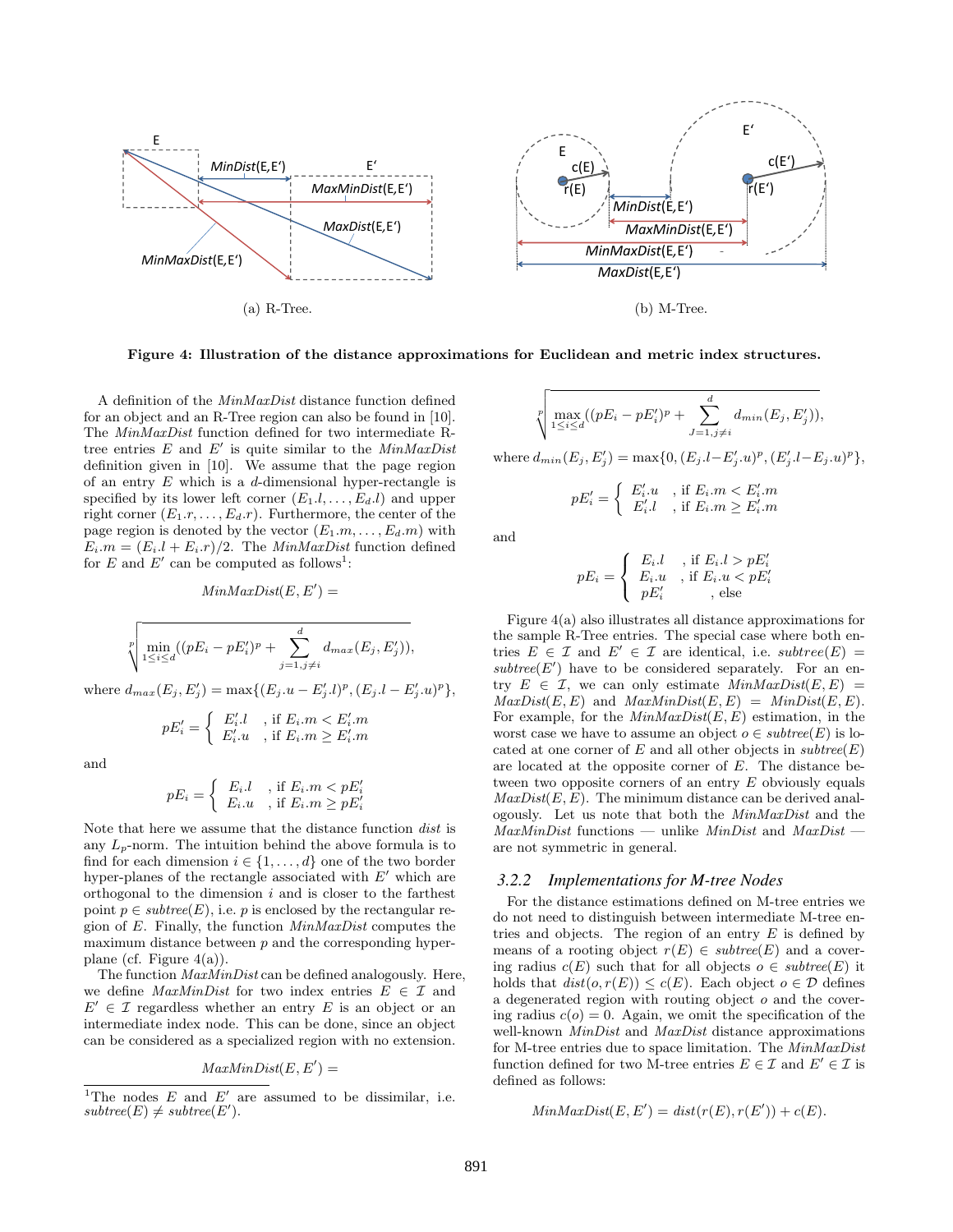(a) R-Tree.

(b) M-Tree.

**Figure 4: Illustration of the distance approximations for Euclidean and metric index structures.**

A definition of the *MinMaxDist* distance function defined for an object and an R-Tree region can also be found in [10]. The *MinMaxDist* function defined for two intermediate R-tree entries $E$ and $E'$ is quite similar to the *MinMaxDist* definition given in [10]. We assume that the page region of an entry $E$ which is a $d$-dimensional hyper-rectangle is specified by its lower left corner $(E_1.l, \ldots, E_d.l)$ and upper right corner $(E_1.r, \ldots, E_d.r)$. Furthermore, the center of the page region is denoted by the vector $(E_1.m, \ldots, E_d.m)$ with $E_i.m = (E_i.l + E_i.r)/2$. The *MinMaxDist* function defined for $E$ and $E'$ can be computed as follows[1]:

$$MinMaxDist(E, E') =$$

$$\sqrt[p]{\min_{1\leq i\leq d}((pE_i - pE'_i)^p + \sum_{j=1, j\neq i}^{d} d_{max}(E_j, E'_j))},$$

where $d_{max}(E_j, E'_j) = \max\{(E_j.u - E'_j.l)^p, (E_j.l - E'_j.u)^p\}$,

$$pE'_i = \begin{cases} E'_i.l & \text{, if } E_i.m < E'_i.m \\ E'_i.u & \text{, if } E_i.m \geq E'_i.m \end{cases}$$

and

$$pE_i = \begin{cases} E_i.l & \text{, if } E_i.m < pE'_i \\ E_i.u & \text{, if } E_i.m \geq pE'_i \end{cases}$$

Note that here we assume that the distance function *dist* is any $L_p$-norm. The intuition behind the above formula is to find for each dimension $i \in \{1, \ldots, d\}$ one of the two border hyper-planes of the rectangle associated with $E'$ which are orthogonal to the dimension $i$ and is closer to the farthest point $p \in subtree(E)$, i.e. $p$ is enclosed by the rectangular region of $E$. Finally, the function *MinMaxDist* computes the maximum distance between $p$ and the corresponding hyperplane (cf. Figure 4(a)).

The function *MaxMinDist* can be defined analogously. Here, we define *MaxMinDist* for two index entries $E \in \mathcal{I}$ and $E' \in \mathcal{I}$ regardless whether an entry $E$ is an object or an intermediate index node. This can be done, since an object can be considered as a specialized region with no extension.

$$MaxMinDist(E, E') =$$

$$\sqrt[p]{\max_{1\leq i\leq d}((pE_i - pE'_i)^p + \sum_{J=1, j\neq i}^{d} d_{min}(E_j, E'_j))},$$

where $d_{min}(E_j, E'_j) = \max\{0, (E_j.l - E'_j.u)^p, (E'_j.l - E_j.u)^p\}$,

$$pE'_i = \begin{cases} E'_i.u & \text{, if } E_i.m < E'_i.m \\ E'_i.l & \text{, if } E_i.m \geq E'_i.m \end{cases}$$

and

$$pE_i = \begin{cases} E_i.l & \text{, if } E_i.l > pE'_i \\ E_i.u & \text{, if } E_i.u < pE'_i \\ pE'_i & \text{, else} \end{cases}$$

Figure 4(a) also illustrates all distance approximations for the sample R-Tree entries. The special case where both entries $E \in \mathcal{I}$ and $E' \in \mathcal{I}$ are identical, i.e. $subtree(E) = subtree(E')$ have to be considered separately. For an entry $E \in \mathcal{I}$, we can only estimate $MinMaxDist(E, E) = MaxDist(E, E)$ and $MaxMinDist(E, E) = MinDist(E, E)$. For example, for the $MinMaxDist(E, E)$ estimation, in the worst case we have to assume an object $o \in subtree(E)$ is located at one corner of $E$ and all other objects in $subtree(E)$ are located at the opposite corner of $E$. The distance between two opposite corners of an entry $E$ obviously equals $MaxDist(E, E)$. The minimum distance can be derived analogously. Let us note that both the *MinMaxDist* and the *MaxMinDist* functions — unlike *MinDist* and *MaxDist* — are not symmetric in general.

### 3.2.2 Implementations for M-tree Nodes

For the distance estimations defined on M-tree entries we do not need to distinguish between intermediate M-tree entries and objects. The region of an entry $E$ is defined by means of a rooting object $r(E) \in subtree(E)$ and a covering radius $c(E)$ such that for all objects $o \in subtree(E)$ it holds that $dist(o, r(E)) \leq c(E)$. Each object $o \in \mathcal{D}$ defines a degenerated region with routing object $o$ and the covering radius $c(o) = 0$. Again, we omit the specification of the well-known *MinDist* and *MaxDist* distance approximations for M-tree entries due to space limitation. The *MinMaxDist* function defined for two M-tree entries $E \in \mathcal{I}$ and $E' \in \mathcal{I}$ is defined as follows:

$$MinMaxDist(E, E') = dist(r(E), r(E')) + c(E).$$

[1] The nodes $E$ and $E'$ are assumed to be dissimilar, i.e. $subtree(E) \neq subtree(E')$.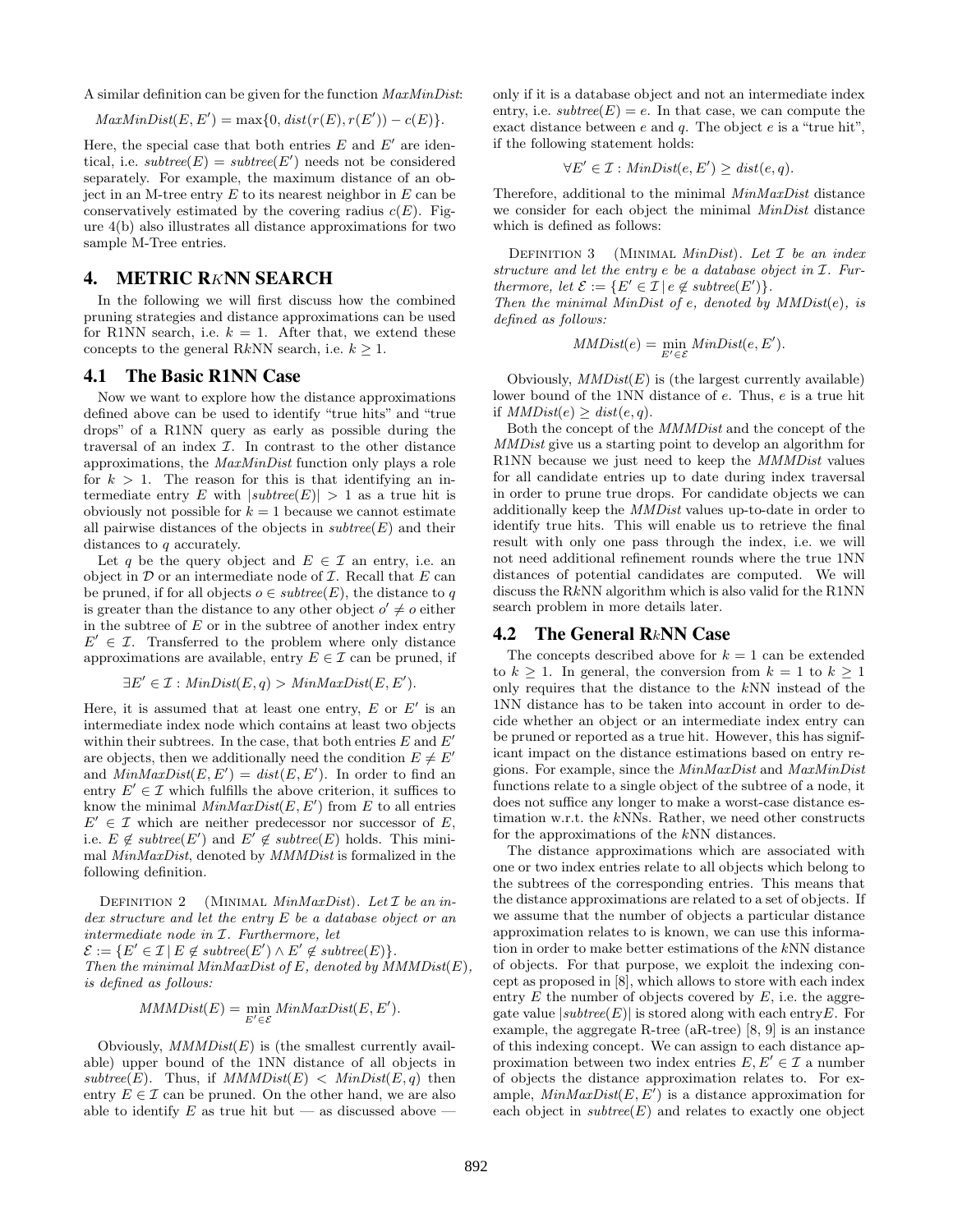A similar definition can be given for the function *MaxMinDist*:

$$MaxMinDist(E, E') = \max\{0, dist(r(E), r(E')) - c(E)\}.$$

Here, the special case that both entries $E$ and $E'$ are identical, i.e. $subtree(E) = subtree(E')$ needs not be considered separately. For example, the maximum distance of an object in an M-tree entry $E$ to its nearest neighbor in $E$ can be conservatively estimated by the covering radius $c(E)$. Figure 4(b) also illustrates all distance approximations for two sample M-Tree entries.

## 4. METRIC R$k$NN SEARCH

In the following we will first discuss how the combined pruning strategies and distance approximations can be used for R1NN search, i.e. $k = 1$. After that, we extend these concepts to the general R$k$NN search, i.e. $k \geq 1$.

### 4.1 The Basic R1NN Case

Now we want to explore how the distance approximations defined above can be used to identify "true hits" and "true drops" of a R1NN query as early as possible during the traversal of an index $\mathcal{I}$. In contrast to the other distance approximations, the *MaxMinDist* function only plays a role for $k > 1$. The reason for this is that identifying an intermediate entry $E$ with $|subtree(E)| > 1$ as a true hit is obviously not possible for $k = 1$ because we cannot estimate all pairwise distances of the objects in $subtree(E)$ and their distances to $q$ accurately.

Let $q$ be the query object and $E \in \mathcal{I}$ an entry, i.e. an object in $\mathcal{D}$ or an intermediate node of $\mathcal{I}$. Recall that $E$ can be pruned, if for all objects $o \in subtree(E)$, the distance to $q$ is greater than the distance to any other object $o' \neq o$ either in the subtree of $E$ or in the subtree of another index entry $E' \in \mathcal{I}$. Transferred to the problem where only distance approximations are available, entry $E \in \mathcal{I}$ can be pruned, if

$$\exists E' \in \mathcal{I} : MinDist(E, q) > MinMaxDist(E, E').$$

Here, it is assumed that at least one entry, $E$ or $E'$ is an intermediate index node which contains at least two objects within their subtrees. In the case, that both entries $E$ and $E'$ are objects, then we additionally need the condition $E \neq E'$ and $MinMaxDist(E, E') = dist(E, E')$. In order to find an entry $E' \in \mathcal{I}$ which fulfills the above criterion, it suffices to know the minimal $MinMaxDist(E, E')$ from $E$ to all entries $E' \in \mathcal{I}$ which are neither predecessor nor successor of $E$, i.e. $E \notin subtree(E')$ and $E' \notin subtree(E)$ holds. This minimal *MinMaxDist*, denoted by *MMMDist* is formalized in the following definition.

Definition 2 (Minimal *MinMaxDist*). *Let $\mathcal{I}$ be an index structure and let the entry $E$ be a database object or an intermediate node in $\mathcal{I}$. Furthermore, let $\mathcal{E} := \{E' \in \mathcal{I} \,|\, E \notin subtree(E') \wedge E' \notin subtree(E)\}$. Then the minimal MinMaxDist of $E$, denoted by $MMMDist(E)$, is defined as follows:*

$$MMMDist(E) = \min_{E' \in \mathcal{E}} MinMaxDist(E, E').$$

Obviously, $MMMDist(E)$ is (the smallest currently available) upper bound of the 1NN distance of all objects in $subtree(E)$. Thus, if $MMMDist(E) < MinDist(E, q)$ then entry $E \in \mathcal{I}$ can be pruned. On the other hand, we are also able to identify $E$ as true hit but — as discussed above — only if it is a database object and not an intermediate index entry, i.e. $subtree(E) = e$. In that case, we can compute the exact distance between $e$ and $q$. The object $e$ is a "true hit", if the following statement holds:

$$\forall E' \in \mathcal{I} : MinDist(e, E') \geq dist(e, q).$$

Therefore, additional to the minimal *MinMaxDist* distance we consider for each object the minimal *MinDist* distance which is defined as follows:

Definition 3 (Minimal *MinDist*). *Let $\mathcal{I}$ be an index structure and let the entry $e$ be a database object in $\mathcal{I}$. Furthermore, let $\mathcal{E} := \{E' \in \mathcal{I} \,|\, e \notin subtree(E')\}$. Then the minimal MinDist of $e$, denoted by $MMDist(e)$, is defined as follows:*

$$MMDist(e) = \min_{E' \in \mathcal{E}} MinDist(e, E').$$

Obviously, $MMDist(E)$ is (the largest currently available) lower bound of the 1NN distance of $e$. Thus, $e$ is a true hit if $MMDist(e) \geq dist(e, q)$.

Both the concept of the *MMMDist* and the concept of the *MMDist* give us a starting point to develop an algorithm for R1NN because we just need to keep the *MMMDist* values for all candidate entries up to date during index traversal in order to prune true drops. For candidate objects we can additionally keep the *MMDist* values up-to-date in order to identify true hits. This will enable us to retrieve the final result with only one pass through the index, i.e. we will not need additional refinement rounds where the true 1NN distances of potential candidates are computed. We will discuss the R$k$NN algorithm which is also valid for the R1NN search problem in more details later.

### 4.2 The General R$k$NN Case

The concepts described above for $k = 1$ can be extended to $k \geq 1$. In general, the conversion from $k = 1$ to $k \geq 1$ only requires that the distance to the $k$NN instead of the 1NN distance has to be taken into account in order to decide whether an object or an intermediate index entry can be pruned or reported as a true hit. However, this has significant impact on the distance estimations based on entry regions. For example, since the *MinMaxDist* and *MaxMinDist* functions relate to a single object of the subtree of a node, it does not suffice any longer to make a worst-case distance estimation w.r.t. the $k$NNs. Rather, we need other constructs for the approximations of the $k$NN distances.

The distance approximations which are associated with one or two index entries relate to all objects which belong to the subtrees of the corresponding entries. This means that the distance approximations are related to a set of objects. If we assume that the number of objects a particular distance approximation relates to is known, we can use this information in order to make better estimations of the $k$NN distance of objects. For that purpose, we exploit the indexing concept as proposed in [8], which allows to store with each index entry $E$ the number of objects covered by $E$, i.e. the aggregate value $|subtree(E)|$ is stored along with each entry$E$. For example, the aggregate R-tree (aR-tree) [8, 9] is an instance of this indexing concept. We can assign to each distance approximation between two index entries $E, E' \in \mathcal{I}$ a number of objects the distance approximation relates to. For example, $MinMaxDist(E, E')$ is a distance approximation for each object in $subtree(E)$ and relates to exactly one object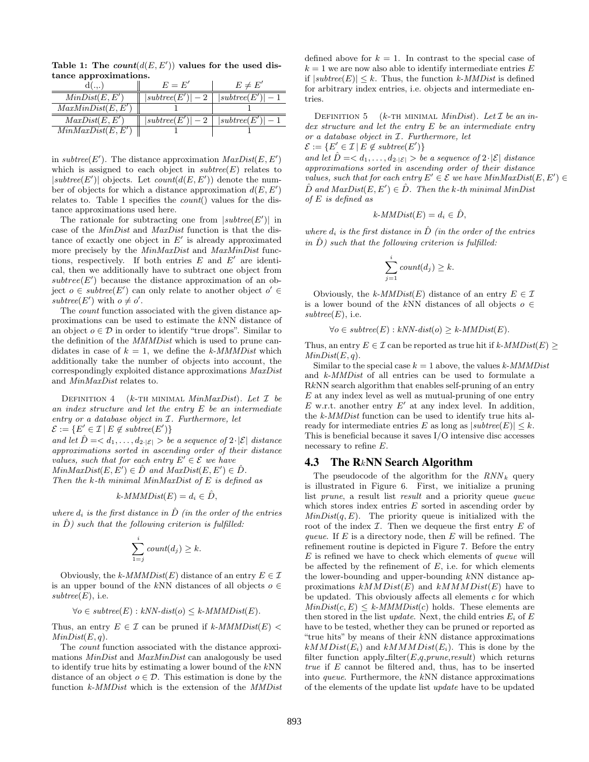**Table 1: The $count(d(E, E'))$ values for the used distance approximations.**

| d(.,.) | $E = E'$ | $E \neq E'$ |
|---|---|---|
| $MinDist(E, E')$ | $\lvert subtree(E')\rvert - 2$ | $\lvert subtree(E')\rvert - 1$ |
| $MaxMinDist(E, E')$ | 1 | 1 |
| $MaxDist(E, E')$ | $\lvert subtree(E')\rvert - 2$ | $\lvert subtree(E')\rvert - 1$ |
| $MinMaxDist(E, E')$ | 1 | 1 |

in $subtree(E')$. The distance approximation $MaxDist(E, E')$ which is assigned to each object in $subtree(E)$ relates to $|subtree(E')|$ objects. Let $count(d(E, E'))$ denote the number of objects for which a distance approximation $d(E, E')$ relates to. Table 1 specifies the $count()$ values for the distance approximations used here.

The rationale for subtracting one from $|subtree(E')|$ in case of the *MinDist* and *MaxDist* function is that the distance of exactly one object in $E'$ is already approximated more precisely by the *MinMaxDist* and *MaxMinDist* functions, respectively. If both entries $E$ and $E'$ are identical, then we additionally have to subtract one object from $subtree(E')$ because the distance approximation of an object $o \in subtree(E')$ can only relate to another object $o' \in subtree(E')$ with $o \neq o'$.

The *count* function associated with the given distance approximations can be used to estimate the *k*NN distance of an object $o \in \mathcal{D}$ in order to identify "true drops". Similar to the definition of the *MMMDist* which is used to prune candidates in case of $k = 1$, we define the *k-MMMDist* which additionally take the number of objects into account, the correspondingly exploited distance approximations *MaxDist* and *MinMaxDist* relates to.

Definition 4 (*k*-th minimal *MinMaxDist*). *Let $\mathcal{I}$ be an index structure and let the entry $E$ be an intermediate entry or a database object in $\mathcal{I}$. Furthermore, let* $\mathcal{E} := \{E' \in \mathcal{I} \mid E \notin subtree(E')\}$ *and let $\hat{D} = < d_1, \ldots, d_{2\cdot|\mathcal{E}|} >$ be a sequence of $2\cdot|\mathcal{E}|$ distance approximations sorted in ascending order of their distance values, such that for each entry $E' \in \mathcal{E}$ we have $MinMaxDist(E, E') \in \hat{D}$ and $MaxDist(E, E') \in \hat{D}$. Then the k-th minimal MinMaxDist of $E$ is defined as*

$$k\text{-}MMMDist(E) = d_i \in \hat{D},$$

*where $d_i$ is the first distance in $\hat{D}$ (in the order of the entries in $\hat{D}$) such that the following criterion is fulfilled:*

$$\sum_{1=j}^{i} count(d_j) \geq k.$$

Obviously, the $k\text{-}MMMDist(E)$ distance of an entry $E \in \mathcal{I}$ is an upper bound of the *k*NN distances of all objects $o \in subtree(E)$, i.e.

$$\forall o \in subtree(E) : kNN\text{-}dist(o) \leq k\text{-}MMMDist(E).$$

Thus, an entry $E \in \mathcal{I}$ can be pruned if $k\text{-}MMMDist(E) < MinDist(E, q)$.

The *count* function associated with the distance approximations *MinDist* and *MaxMinDist* can analogously be used to identify true hits by estimating a lower bound of the *k*NN distance of an object $o \in \mathcal{D}$. This estimation is done by the function *k-MMDist* which is the extension of the *MMDist* defined above for $k = 1$. In contrast to the special case of $k = 1$ we are now also able to identify intermediate entries $E$ if $|subtree(E)| \leq k$. Thus, the function *k-MMDist* is defined for arbitrary index entries, i.e. objects and intermediate entries.

Definition 5 (*k*-th minimal *MinDist*). *Let $\mathcal{I}$ be an index structure and let the entry $E$ be an intermediate entry or a database object in $\mathcal{I}$. Furthermore, let* $\mathcal{E} := \{E' \in \mathcal{I} \mid E \notin subtree(E')\}$ *and let $\hat{D} = < d_1, \ldots, d_{2\cdot|\mathcal{E}|} >$ be a sequence of $2\cdot|\mathcal{E}|$ distance approximations sorted in ascending order of their distance values, such that for each entry $E' \in \mathcal{E}$ we have $MinMaxDist(E, E') \in \hat{D}$ and $MaxDist(E, E') \in \hat{D}$. Then the k-th minimal MinDist of $E$ is defined as*

$$k\text{-}MMDist(E) = d_i \in \hat{D},$$

*where $d_i$ is the first distance in $\hat{D}$ (in the order of the entries in $\hat{D}$) such that the following criterion is fulfilled:*

$$\sum_{j=1}^{i} count(d_j) \geq k.$$

Obviously, the $k\text{-}MMDist(E)$ distance of an entry $E \in \mathcal{I}$ is a lower bound of the *k*NN distances of all objects $o \in subtree(E)$, i.e.

$$\forall o \in subtree(E) : kNN\text{-}dist(o) \geq k\text{-}MMDist(E).$$

Thus, an entry $E \in \mathcal{I}$ can be reported as true hit if $k\text{-}MMDist(E) \geq MinDist(E, q)$.

Similar to the special case $k = 1$ above, the values *k-MMMDist* and *k-MMDist* of all entries can be used to formulate a R*k*NN search algorithm that enables self-pruning of an entry $E$ at any index level as well as mutual-pruning of one entry $E$ w.r.t. another entry $E'$ at any index level. In addition, the *k-MMDist* function can be used to identify true hits already for intermediate entries $E$ as long as $|subtree(E)| \leq k$. This is beneficial because it saves I/O intensive disc accesses necessary to refine $E$.

## 4.3 The R*k*NN Search Algorithm

The pseudocode of the algorithm for the $RNN_k$ query is illustrated in Figure 6. First, we initialize a pruning list *prune*, a result list *result* and a priority queue *queue* which stores index entries $E$ sorted in ascending order by $MinDist(q, E)$. The priority queue is initialized with the root of the index $\mathcal{I}$. Then we dequeue the first entry $E$ of *queue*. If $E$ is a directory node, then $E$ will be refined. The refinement routine is depicted in Figure 7. Before the entry $E$ is refined we have to check which elements of *queue* will be affected by the refinement of $E$, i.e. for which elements the lower-bounding and upper-bounding *k*NN distance approximations $kMMDist(E)$ and $kMMMDist(E)$ have to be updated. This obviously affects all elements $c$ for which $MinDist(c, E) \leq k\text{-}MMMDist(c)$ holds. These elements are then stored in the list *update*. Next, the child entries $E_i$ of $E$ have to be tested, whether they can be pruned or reported as "true hits" by means of their *k*NN distance approximations $kMMDist(E_i)$ and $kMMMDist(E_i)$. This is done by the filter function apply_filter($E$,$q$,*prune*,*result*) which returns *true* if $E$ cannot be filtered and, thus, has to be inserted into *queue*. Furthermore, the *k*NN distance approximations of the elements of the update list *update* have to be updated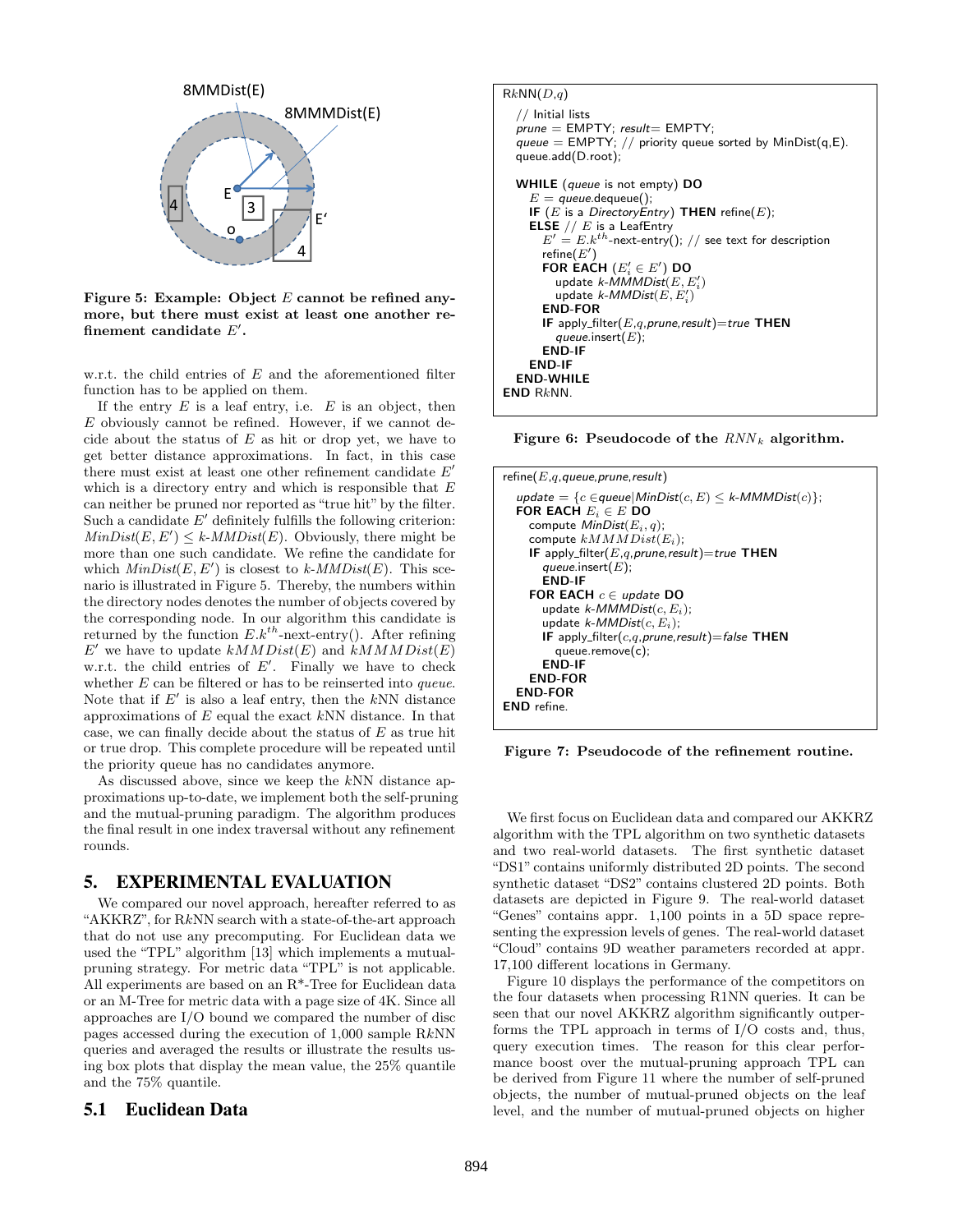Figure 5: Example: Object $E$ cannot be refined anymore, but there must exist at least one another refinement candidate $E'$.

w.r.t. the child entries of $E$ and the aforementioned filter function has to be applied on them.

If the entry $E$ is a leaf entry, i.e. $E$ is an object, then $E$ obviously cannot be refined. However, if we cannot decide about the status of $E$ as hit or drop yet, we have to get better distance approximations. In fact, in this case there must exist at least one other refinement candidate $E'$ which is a directory entry and which is responsible that $E$ can neither be pruned nor reported as "true hit" by the filter. Such a candidate $E'$ definitely fulfills the following criterion: $MinDist(E, E') \leq k\text{-}MMDist(E)$. Obviously, there might be more than one such candidate. We refine the candidate for which $MinDist(E, E')$ is closest to $k\text{-}MMDist(E)$. This scenario is illustrated in Figure 5. Thereby, the numbers within the directory nodes denotes the number of objects covered by the corresponding node. In our algorithm this candidate is returned by the function $E.k^{th}$-next-entry(). After refining $E'$ we have to update $kMMDist(E)$ and $kMMMDist(E)$ w.r.t. the child entries of $E'$. Finally we have to check whether $E$ can be filtered or has to be reinserted into *queue*. Note that if $E'$ is also a leaf entry, then the $k$NN distance approximations of $E$ equal the exact $k$NN distance. In that case, we can finally decide about the status of $E$ as true hit or true drop. This complete procedure will be repeated until the priority queue has no candidates anymore.

As discussed above, since we keep the $k$NN distance approximations up-to-date, we implement both the self-pruning and the mutual-pruning paradigm. The algorithm produces the final result in one index traversal without any refinement rounds.

```
RkNN(D,q)
  // Initial lists
  prune = EMPTY; result= EMPTY;
  queue = EMPTY; // priority queue sorted by MinDist(q,E).
  queue.add(D.root);

  WHILE (queue is not empty) DO
    E = queue.dequeue();
    IF (E is a DirectoryEntry) THEN refine(E);
    ELSE // E is a LeafEntry
      E' = E.k^th-next-entry(); // see text for description
      refine(E')
      FOR EACH (E'_i ∈ E') DO
        update k-MMMDist(E, E'_i)
        update k-MMDist(E, E'_i)
      END-FOR
      IF apply_filter(E,q,prune,result)=true THEN
        queue.insert(E);
      END-IF
    END-IF
  END-WHILE
END RkNN.
```

Figure 6: Pseudocode of the $RNN_k$ algorithm.

```
refine(E,q,queue,prune,result)
  update = {c ∈queue|MinDist(c, E) ≤ k-MMMDist(c)};
  FOR EACH E_i ∈ E DO
    compute MinDist(E_i, q);
    compute kMMMDist(E_i);
    IF apply_filter(E,q,prune,result)=true THEN
      queue.insert(E);
    END-IF
    FOR EACH c ∈ update DO
      update k-MMMDist(c, E_i);
      update k-MMDist(c, E_i);
      IF apply_filter(c,q,prune,result)=false THEN
        queue.remove(c);
      END-IF
    END-FOR
  END-FOR
END refine.
```

Figure 7: Pseudocode of the refinement routine.

## 5. EXPERIMENTAL EVALUATION

We compared our novel approach, hereafter referred to as "AKKRZ", for R$k$NN search with a state-of-the-art approach that do not use any precomputing. For Euclidean data we used the "TPL" algorithm [13] which implements a mutual-pruning strategy. For metric data "TPL" is not applicable. All experiments are based on an R*-Tree for Euclidean data or an M-Tree for metric data with a page size of 4K. Since all approaches are I/O bound we compared the number of disc pages accessed during the execution of 1,000 sample R$k$NN queries and averaged the results or illustrate the results using box plots that display the mean value, the 25% quantile and the 75% quantile.

### 5.1 Euclidean Data

We first focus on Euclidean data and compared our AKKRZ algorithm with the TPL algorithm on two synthetic datasets and two real-world datasets. The first synthetic dataset "DS1" contains uniformly distributed 2D points. The second synthetic dataset "DS2" contains clustered 2D points. Both datasets are depicted in Figure 9. The real-world dataset "Genes" contains appr. 1,100 points in a 5D space representing the expression levels of genes. The real-world dataset "Cloud" contains 9D weather parameters recorded at appr. 17,100 different locations in Germany.

Figure 10 displays the performance of the competitors on the four datasets when processing R1NN queries. It can be seen that our novel AKKRZ algorithm significantly outperforms the TPL approach in terms of I/O costs and, thus, query execution times. The reason for this clear performance boost over the mutual-pruning approach TPL can be derived from Figure 11 where the number of self-pruned objects, the number of mutual-pruned objects on the leaf level, and the number of mutual-pruned objects on higher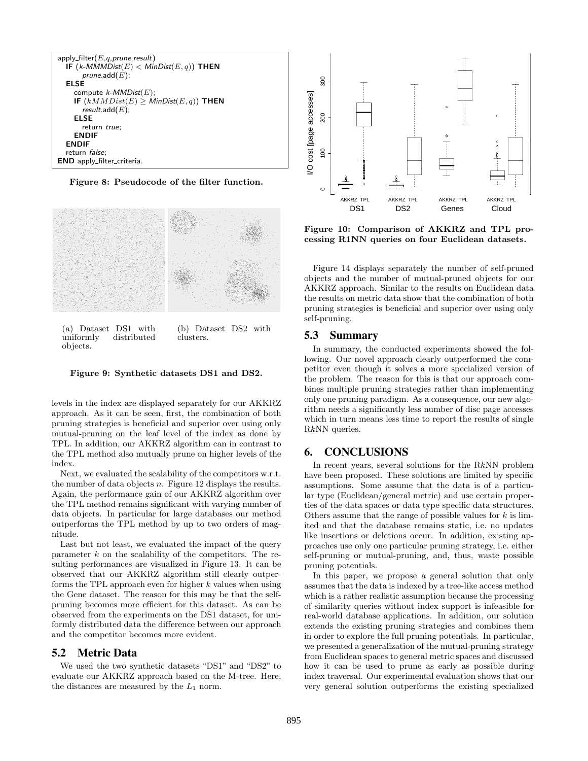```
apply_filter(E,q,prune,result)
  IF (k-MMMDist(E) < MinDist(E, q)) THEN
      prune.add(E);
  ELSE
    compute k-MMDist(E);
    IF (kMMDist(E) ≥ MinDist(E, q)) THEN
      result.add(E);
    ELSE
      return true;
    ENDIF
  ENDIF
  return false;
END apply_filter_criteria.
```

**Figure 8: Pseudocode of the filter function.**

(a) Dataset DS1 with uniformly distributed objects.

(b) Dataset DS2 with clusters.

**Figure 9: Synthetic datasets DS1 and DS2.**

levels in the index are displayed separately for our AKKRZ approach. As it can be seen, first, the combination of both pruning strategies is beneficial and superior over using only mutual-pruning on the leaf level of the index as done by TPL. In addition, our AKKRZ algorithm can in contrast to the TPL method also mutually prune on higher levels of the index.

Next, we evaluated the scalability of the competitors w.r.t. the number of data objects $n$. Figure 12 displays the results. Again, the performance gain of our AKKRZ algorithm over the TPL method remains significant with varying number of data objects. In particular for large databases our method outperforms the TPL method by up to two orders of magnitude.

Last but not least, we evaluated the impact of the query parameter $k$ on the scalability of the competitors. The resulting performances are visualized in Figure 13. It can be observed that our AKKRZ algorithm still clearly outperforms the TPL approach even for higher $k$ values when using the Gene dataset. The reason for this may be that the self-pruning becomes more efficient for this dataset. As can be observed from the experiments on the DS1 dataset, for uniformly distributed data the difference between our approach and the competitor becomes more evident.

## 5.2 Metric Data

We used the two synthetic datasets "DS1" and "DS2" to evaluate our AKKRZ approach based on the M-tree. Here, the distances are measured by the $L_1$ norm.

I/O cost [page accesses]

0
100
200
300

AKKRZ TPL
DS1

AKKRZ TPL
DS2

AKKRZ TPL
Genes

AKKRZ TPL
Cloud

**Figure 10: Comparison of AKKRZ and TPL processing R1NN queries on four Euclidean datasets.**

Figure 14 displays separately the number of self-pruned objects and the number of mutual-pruned objects for our AKKRZ approach. Similar to the results on Euclidean data the results on metric data show that the combination of both pruning strategies is beneficial and superior over using only self-pruning.

## 5.3 Summary

In summary, the conducted experiments showed the following. Our novel approach clearly outperformed the competitor even though it solves a more specialized version of the problem. The reason for this is that our approach combines multiple pruning strategies rather than implementing only one pruning paradigm. As a consequence, our new algorithm needs a significantly less number of disc page accesses which in turn means less time to report the results of single R$k$NN queries.

# 6. CONCLUSIONS

In recent years, several solutions for the R$k$NN problem have been proposed. These solutions are limited by specific assumptions. Some assume that the data is of a particular type (Euclidean/general metric) and use certain properties of the data spaces or data type specific data structures. Others assume that the range of possible values for $k$ is limited and that the database remains static, i.e. no updates like insertions or deletions occur. In addition, existing approaches use only one particular pruning strategy, i.e. either self-pruning or mutual-pruning, and, thus, waste possible pruning potentials.

In this paper, we propose a general solution that only assumes that the data is indexed by a tree-like access method which is a rather realistic assumption because the processing of similarity queries without index support is infeasible for real-world database applications. In addition, our solution extends the existing pruning strategies and combines them in order to explore the full pruning potentials. In particular, we presented a generalization of the mutual-pruning strategy from Euclidean spaces to general metric spaces and discussed how it can be used to prune as early as possible during index traversal. Our experimental evaluation shows that our very general solution outperforms the existing specialized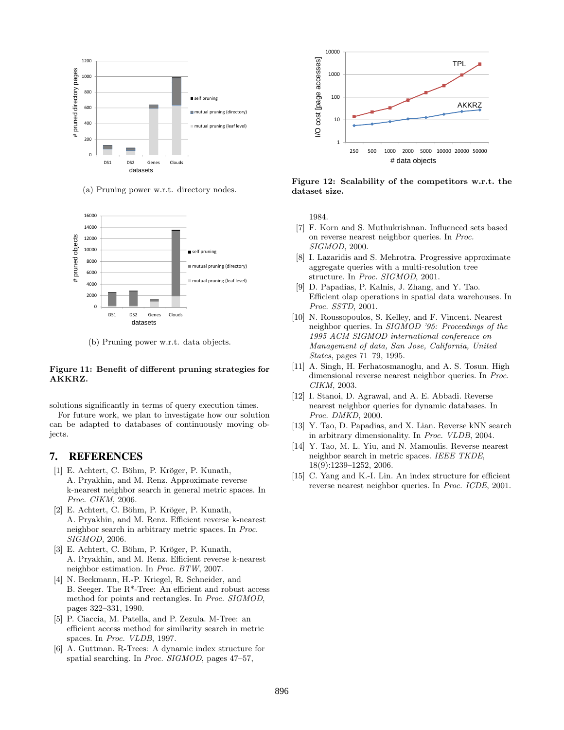(a) Pruning power w.r.t. directory nodes.

(b) Pruning power w.r.t. data objects.

**Figure 11: Benefit of different pruning strategies for AKKRZ.**

**Figure 12: Scalability of the competitors w.r.t. the dataset size.**

solutions significantly in terms of query execution times.

For future work, we plan to investigate how our solution can be adapted to databases of continuously moving objects.

## 7. REFERENCES

[1] E. Achtert, C. Böhm, P. Kröger, P. Kunath, A. Pryakhin, and M. Renz. Approximate reverse k-nearest neighbor search in general metric spaces. In *Proc. CIKM*, 2006.

[2] E. Achtert, C. Böhm, P. Kröger, P. Kunath, A. Pryakhin, and M. Renz. Efficient reverse k-nearest neighbor search in arbitrary metric spaces. In *Proc. SIGMOD*, 2006.

[3] E. Achtert, C. Böhm, P. Kröger, P. Kunath, A. Pryakhin, and M. Renz. Efficient reverse k-nearest neighbor estimation. In *Proc. BTW*, 2007.

[4] N. Beckmann, H.-P. Kriegel, R. Schneider, and B. Seeger. The R*-Tree: An efficient and robust access method for points and rectangles. In *Proc. SIGMOD*, pages 322–331, 1990.

[5] P. Ciaccia, M. Patella, and P. Zezula. M-Tree: an efficient access method for similarity search in metric spaces. In *Proc. VLDB*, 1997.

[6] A. Guttman. R-Trees: A dynamic index structure for spatial searching. In *Proc. SIGMOD*, pages 47–57, 1984.

[7] F. Korn and S. Muthukrishnan. Influenced sets based on reverse nearest neighbor queries. In *Proc. SIGMOD*, 2000.

[8] I. Lazaridis and S. Mehrotra. Progressive approximate aggregate queries with a multi-resolution tree structure. In *Proc. SIGMOD*, 2001.

[9] D. Papadias, P. Kalnis, J. Zhang, and Y. Tao. Efficient olap operations in spatial data warehouses. In *Proc. SSTD*, 2001.

[10] N. Roussopoulos, S. Kelley, and F. Vincent. Nearest neighbor queries. In *SIGMOD '95: Proceedings of the 1995 ACM SIGMOD international conference on Management of data, San Jose, California, United States*, pages 71–79, 1995.

[11] A. Singh, H. Ferhatosmanoglu, and A. S. Tosun. High dimensional reverse nearest neighbor queries. In *Proc. CIKM*, 2003.

[12] I. Stanoi, D. Agrawal, and A. E. Abbadi. Reverse nearest neighbor queries for dynamic databases. In *Proc. DMKD*, 2000.

[13] Y. Tao, D. Papadias, and X. Lian. Reverse kNN search in arbitrary dimensionality. In *Proc. VLDB*, 2004.

[14] Y. Tao, M. L. Yiu, and N. Mamoulis. Reverse nearest neighbor search in metric spaces. *IEEE TKDE*, 18(9):1239–1252, 2006.

[15] C. Yang and K.-I. Lin. An index structure for efficient reverse nearest neighbor queries. In *Proc. ICDE*, 2001.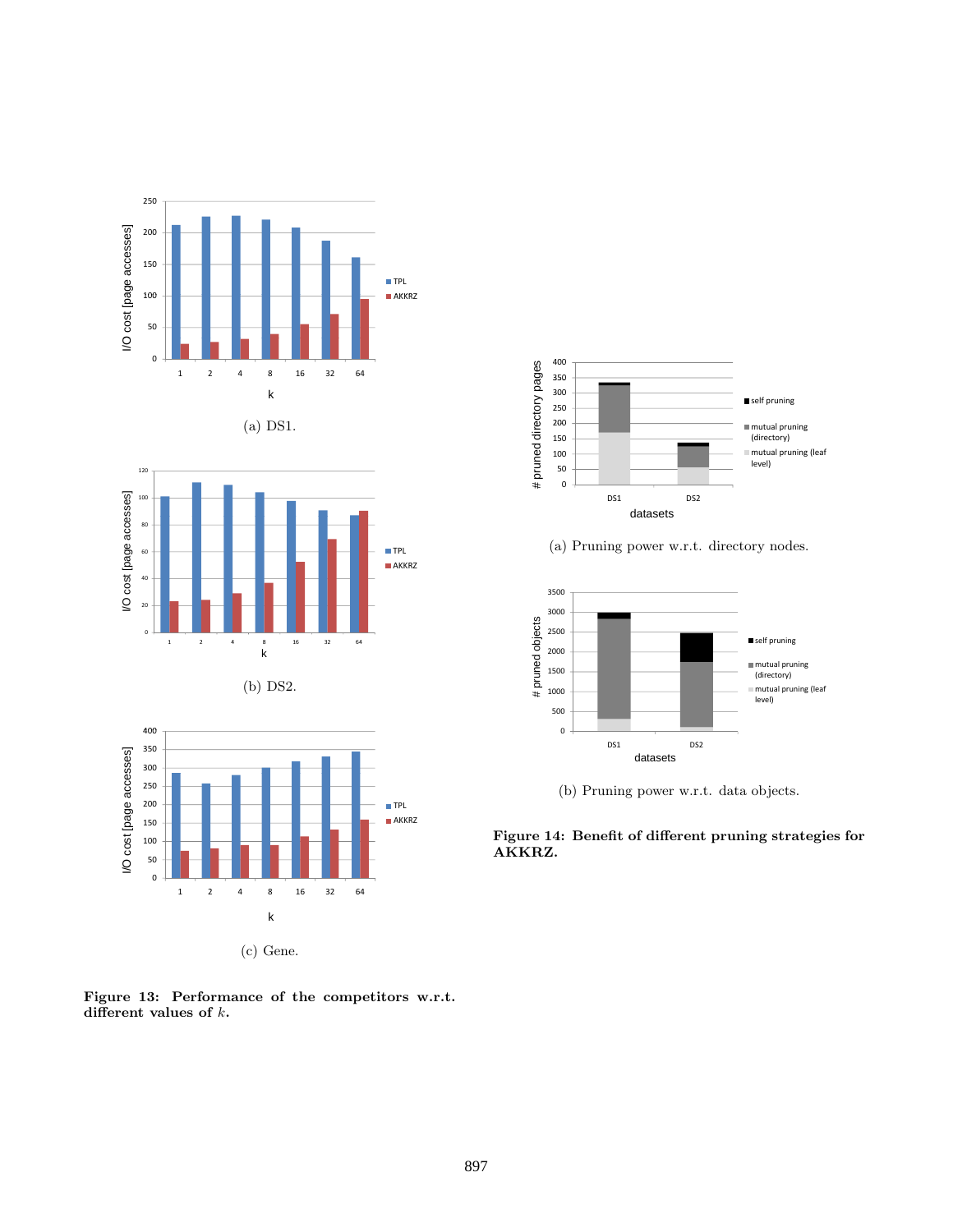I/O cost [page accesses]

250
200
150
100
50
0

1 2 4 8 16 32 64

k

TPL
AKKRZ

(a) DS1.

I/O cost [page accesses]

120
100
80
60
40
20
0

1 2 4 8 16 32 64

k

TPL
AKKRZ

(b) DS2.

I/O cost [page accesses]

400
350
300
250
200
150
100
50
0

1 2 4 8 16 32 64

k

TPL
AKKRZ

(c) Gene.

**Figure 13: Performance of the competitors w.r.t. different values of $k$.**

# pruned directory pages

400
350
300
250
200
150
100
50
0

DS1 DS2

datasets

self pruning
mutual pruning (directory)
mutual pruning (leaf level)

(a) Pruning power w.r.t. directory nodes.

# pruned objects

3500
3000
2500
2000
1500
1000
500
0

DS1 DS2

datasets

self pruning
mutual pruning (directory)
mutual pruning (leaf level)

(b) Pruning power w.r.t. data objects.

**Figure 14: Benefit of different pruning strategies for AKKRZ.**